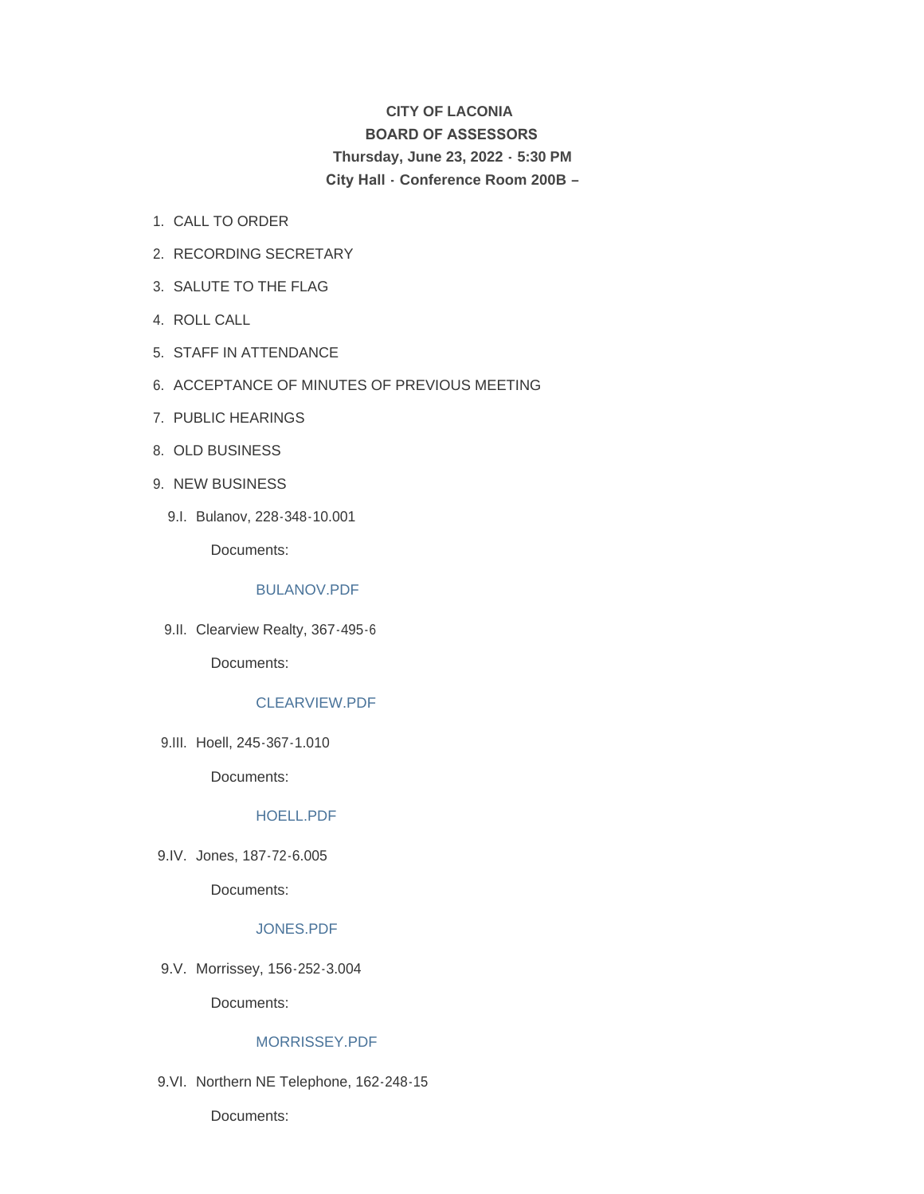**CITY OF LACONIA**
**BOARD OF ASSESSORS**
**Thursday, June 23, 2022 - 5:30 PM**
**City Hall - Conference Room 200B –**

1. CALL TO ORDER
2. RECORDING SECRETARY
3. SALUTE TO THE FLAG
4. ROLL CALL
5. STAFF IN ATTENDANCE
6. ACCEPTANCE OF MINUTES OF PREVIOUS MEETING
7. PUBLIC HEARINGS
8. OLD BUSINESS
9. NEW BUSINESS

9.I. Bulanov, 228-348-10.001

Documents:

BULANOV.PDF

9.II. Clearview Realty, 367-495-6

Documents:

CLEARVIEW.PDF

9.III. Hoell, 245-367-1.010

Documents:

HOELL.PDF

9.IV. Jones, 187-72-6.005

Documents:

JONES.PDF

9.V. Morrissey, 156-252-3.004

Documents:

MORRISSEY.PDF

9.VI. Northern NE Telephone, 162-248-15

Documents: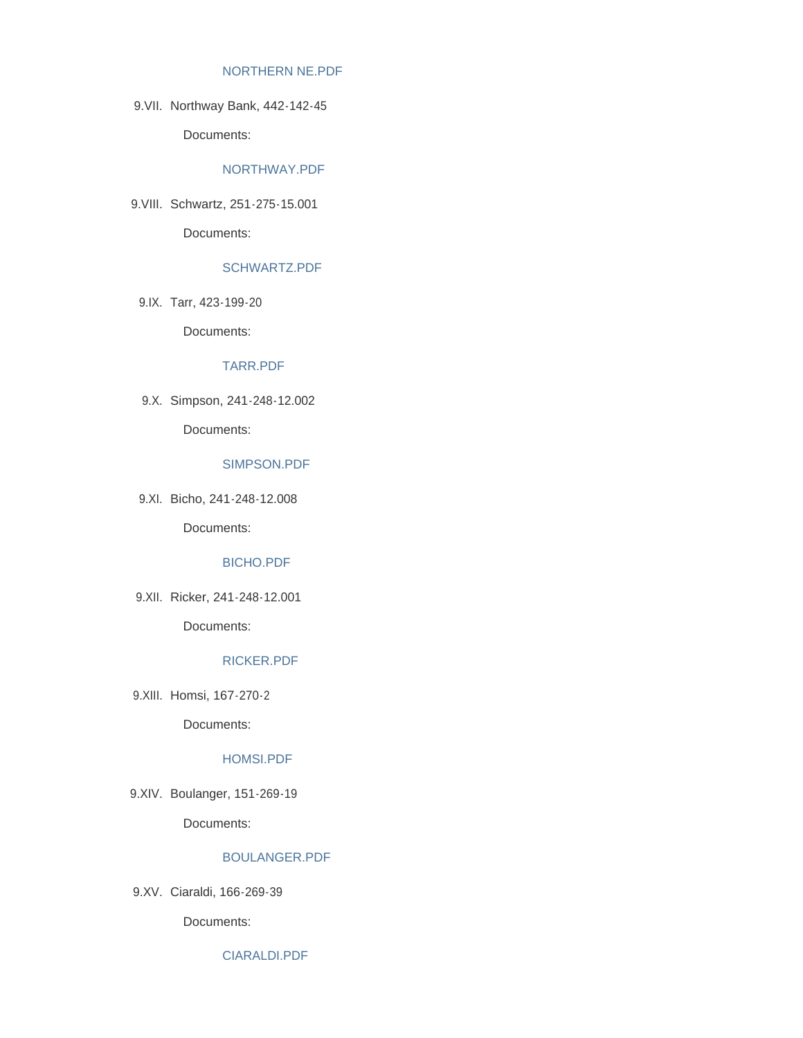NORTHERN NE.PDF

9.VII. Northway Bank, 442-142-45

Documents:

NORTHWAY.PDF

9.VIII. Schwartz, 251-275-15.001

Documents:

SCHWARTZ.PDF

9.IX. Tarr, 423-199-20

Documents:

TARR.PDF

9.X. Simpson, 241-248-12.002

Documents:

SIMPSON.PDF

9.XI. Bicho, 241-248-12.008

Documents:

BICHO.PDF

9.XII. Ricker, 241-248-12.001

Documents:

RICKER.PDF

9.XIII. Homsi, 167-270-2

Documents:

HOMSI.PDF

9.XIV. Boulanger, 151-269-19

Documents:

BOULANGER.PDF

9.XV. Ciaraldi, 166-269-39

Documents:

CIARALDI.PDF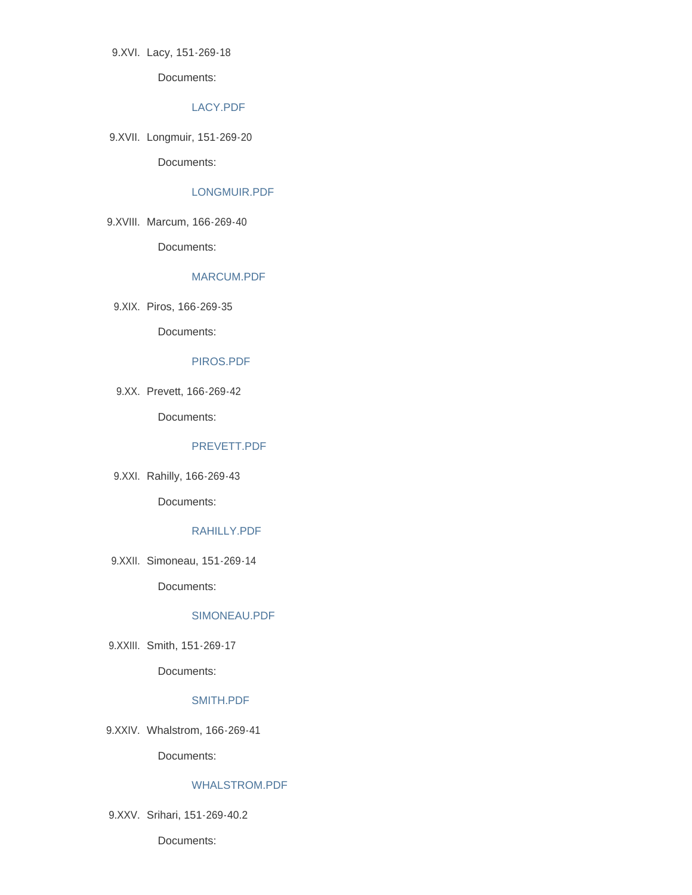9.XVI. Lacy, 151-269-18

Documents:

LACY.PDF

9.XVII. Longmuir, 151-269-20

Documents:

LONGMUIR.PDF

9.XVIII. Marcum, 166-269-40

Documents:

MARCUM.PDF

9.XIX. Piros, 166-269-35

Documents:

PIROS.PDF

9.XX. Prevett, 166-269-42

Documents:

PREVETT.PDF

9.XXI. Rahilly, 166-269-43

Documents:

RAHILLY.PDF

9.XXII. Simoneau, 151-269-14

Documents:

SIMONEAU.PDF

9.XXIII. Smith, 151-269-17

Documents:

SMITH.PDF

9.XXIV. Whalstrom, 166-269-41

Documents:

WHALSTROM.PDF

9.XXV. Srihari, 151-269-40.2

Documents: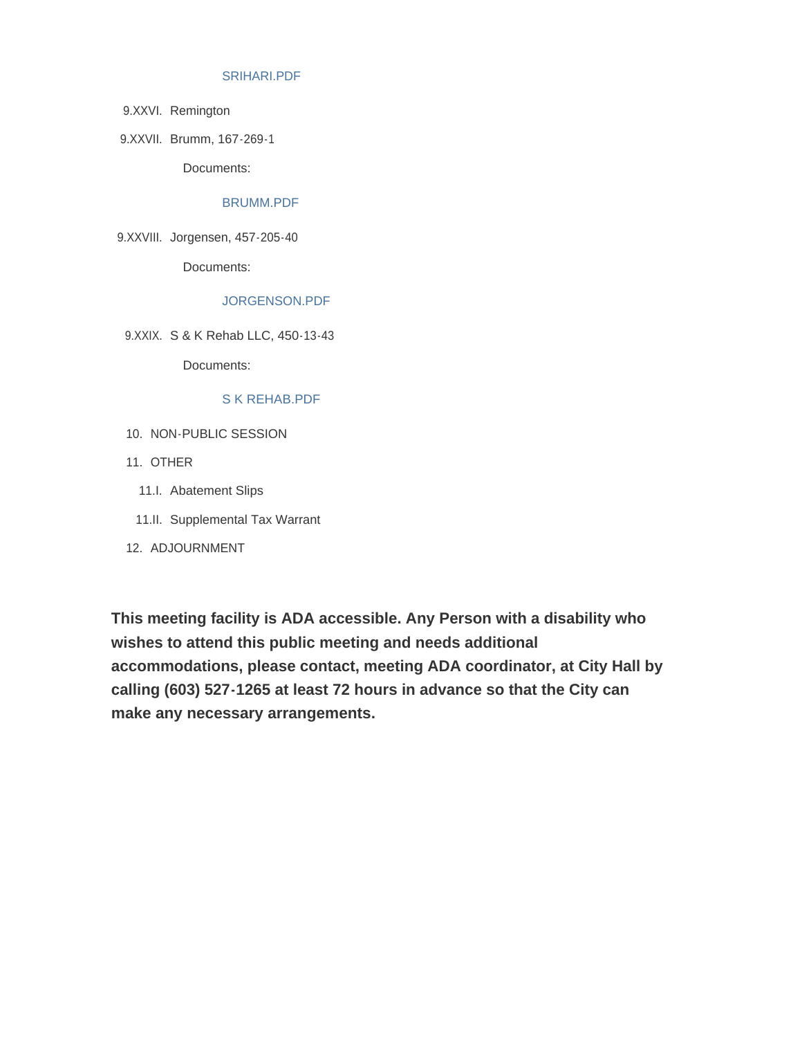SRIHARI.PDF

9.XXVI. Remington

9.XXVII. Brumm, 167-269-1

Documents:

BRUMM.PDF

9.XXVIII. Jorgensen, 457-205-40

Documents:

JORGENSON.PDF

9.XXIX. S & K Rehab LLC, 450-13-43

Documents:

S K REHAB.PDF

10. NON-PUBLIC SESSION

11. OTHER

11.I. Abatement Slips

11.II. Supplemental Tax Warrant

12. ADJOURNMENT

**This meeting facility is ADA accessible. Any Person with a disability who wishes to attend this public meeting and needs additional accommodations, please contact, meeting ADA coordinator, at City Hall by calling (603) 527-1265 at least 72 hours in advance so that the City can make any necessary arrangements.**